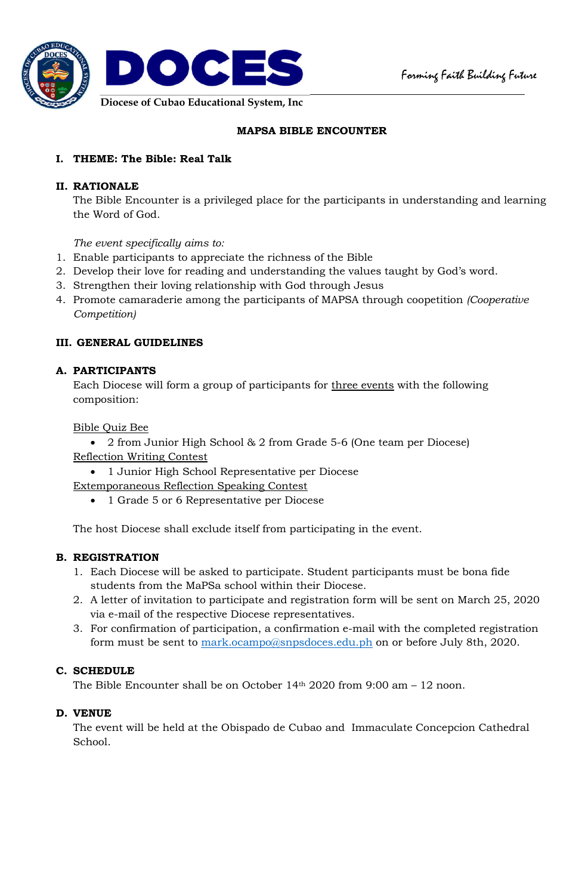**DOCES**

Diocese of Cubao Educational System, Inc

*Forming Faith Building Future*

# MAPSA BIBLE ENCOUNTER

## I. THEME: The Bible: Real Talk

## II. RATIONALE

The Bible Encounter is a privileged place for the participants in understanding and learning the Word of God.

*The event specifically aims to:*

1. Enable participants to appreciate the richness of the Bible
2. Develop their love for reading and understanding the values taught by God's word.
3. Strengthen their loving relationship with God through Jesus
4. Promote camaraderie among the participants of MAPSA through coopetition *(Cooperative Competition)*

## III. GENERAL GUIDELINES

### A. PARTICIPANTS

Each Diocese will form a group of participants for <u>three events</u> with the following composition:

<u>Bible Quiz Bee</u>

- 2 from Junior High School & 2 from Grade 5-6 (One team per Diocese)

<u>Reflection Writing Contest</u>

- 1 Junior High School Representative per Diocese

<u>Extemporaneous Reflection Speaking Contest</u>

- 1 Grade 5 or 6 Representative per Diocese

The host Diocese shall exclude itself from participating in the event.

### B. REGISTRATION

1. Each Diocese will be asked to participate. Student participants must be bona fide students from the MaPSa school within their Diocese.
2. A letter of invitation to participate and registration form will be sent on March 25, 2020 via e-mail of the respective Diocese representatives.
3. For confirmation of participation, a confirmation e-mail with the completed registration form must be sent to mark.ocampo@snpsdoces.edu.ph on or before July 8th, 2020.

### C. SCHEDULE

The Bible Encounter shall be on October 14th 2020 from 9:00 am – 12 noon.

### D. VENUE

The event will be held at the Obispado de Cubao and Immaculate Concepcion Cathedral School.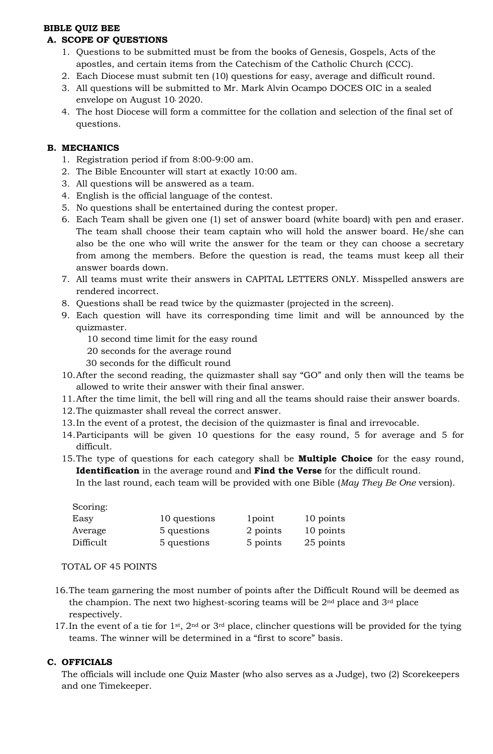**BIBLE QUIZ BEE**

**A. SCOPE OF QUESTIONS**

1. Questions to be submitted must be from the books of Genesis, Gospels, Acts of the apostles, and certain items from the Catechism of the Catholic Church (CCC).
2. Each Diocese must submit ten (10) questions for easy, average and difficult round.
3. All questions will be submitted to Mr. Mark Alvin Ocampo DOCES OIC in a sealed envelope on August 10, 2020.
4. The host Diocese will form a committee for the collation and selection of the final set of questions.

**B. MECHANICS**

1. Registration period if from 8:00-9:00 am.
2. The Bible Encounter will start at exactly 10:00 am.
3. All questions will be answered as a team.
4. English is the official language of the contest.
5. No questions shall be entertained during the contest proper.
6. Each Team shall be given one (1) set of answer board (white board) with pen and eraser. The team shall choose their team captain who will hold the answer board. He/she can also be the one who will write the answer for the team or they can choose a secretary from among the members. Before the question is read, the teams must keep all their answer boards down.
7. All teams must write their answers in CAPITAL LETTERS ONLY. Misspelled answers are rendered incorrect.
8. Questions shall be read twice by the quizmaster (projected in the screen).
9. Each question will have its corresponding time limit and will be announced by the quizmaster.
   - 10 second time limit for the easy round
   - 20 seconds for the average round
   - 30 seconds for the difficult round
10. After the second reading, the quizmaster shall say "GO" and only then will the teams be allowed to write their answer with their final answer.
11. After the time limit, the bell will ring and all the teams should raise their answer boards.
12. The quizmaster shall reveal the correct answer.
13. In the event of a protest, the decision of the quizmaster is final and irrevocable.
14. Participants will be given 10 questions for the easy round, 5 for average and 5 for difficult.
15. The type of questions for each category shall be **Multiple Choice** for the easy round, **Identification** in the average round and **Find the Verse** for the difficult round.
    In the last round, each team will be provided with one Bible (*May They Be One* version).

    Scoring:

    | | | | |
    |---|---|---|---|
    | Easy | 10 questions | 1point | 10 points |
    | Average | 5 questions | 2 points | 10 points |
    | Difficult | 5 questions | 5 points | 25 points |

    TOTAL OF 45 POINTS

16. The team garnering the most number of points after the Difficult Round will be deemed as the champion. The next two highest-scoring teams will be 2nd place and 3rd place respectively.
17. In the event of a tie for 1st, 2nd or 3rd place, clincher questions will be provided for the tying teams. The winner will be determined in a "first to score" basis.

**C. OFFICIALS**

The officials will include one Quiz Master (who also serves as a Judge), two (2) Scorekeepers and one Timekeeper.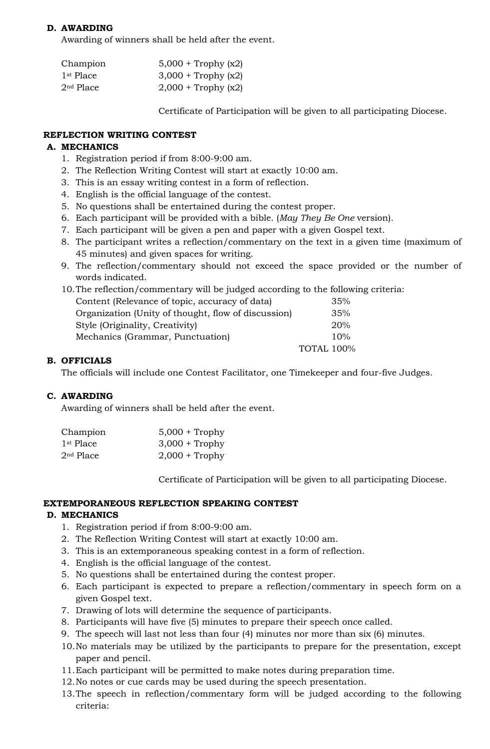**D. AWARDING**

Awarding of winners shall be held after the event.

| | |
|---|---|
| Champion | 5,000 + Trophy (x2) |
| 1st Place | 3,000 + Trophy (x2) |
| 2nd Place | 2,000 + Trophy (x2) |

Certificate of Participation will be given to all participating Diocese.

**REFLECTION WRITING CONTEST**

**A. MECHANICS**

1. Registration period if from 8:00-9:00 am.
2. The Reflection Writing Contest will start at exactly 10:00 am.
3. This is an essay writing contest in a form of reflection.
4. English is the official language of the contest.
5. No questions shall be entertained during the contest proper.
6. Each participant will be provided with a bible. (*May They Be One* version).
7. Each participant will be given a pen and paper with a given Gospel text.
8. The participant writes a reflection/commentary on the text in a given time (maximum of 45 minutes) and given spaces for writing.
9. The reflection/commentary should not exceed the space provided or the number of words indicated.
10. The reflection/commentary will be judged according to the following criteria:

| Criteria | |
|---|---|
| Content (Relevance of topic, accuracy of data) | 35% |
| Organization (Unity of thought, flow of discussion) | 35% |
| Style (Originality, Creativity) | 20% |
| Mechanics (Grammar, Punctuation) | 10% |
| TOTAL | 100% |

**B. OFFICIALS**

The officials will include one Contest Facilitator, one Timekeeper and four-five Judges.

**C. AWARDING**

Awarding of winners shall be held after the event.

| | |
|---|---|
| Champion | 5,000 + Trophy |
| 1st Place | 3,000 + Trophy |
| 2nd Place | 2,000 + Trophy |

Certificate of Participation will be given to all participating Diocese.

**EXTEMPORANEOUS REFLECTION SPEAKING CONTEST**

**D. MECHANICS**

1. Registration period if from 8:00-9:00 am.
2. The Reflection Writing Contest will start at exactly 10:00 am.
3. This is an extemporaneous speaking contest in a form of reflection.
4. English is the official language of the contest.
5. No questions shall be entertained during the contest proper.
6. Each participant is expected to prepare a reflection/commentary in speech form on a given Gospel text.
7. Drawing of lots will determine the sequence of participants.
8. Participants will have five (5) minutes to prepare their speech once called.
9. The speech will last not less than four (4) minutes nor more than six (6) minutes.
10. No materials may be utilized by the participants to prepare for the presentation, except paper and pencil.
11. Each participant will be permitted to make notes during preparation time.
12. No notes or cue cards may be used during the speech presentation.
13. The speech in reflection/commentary form will be judged according to the following criteria: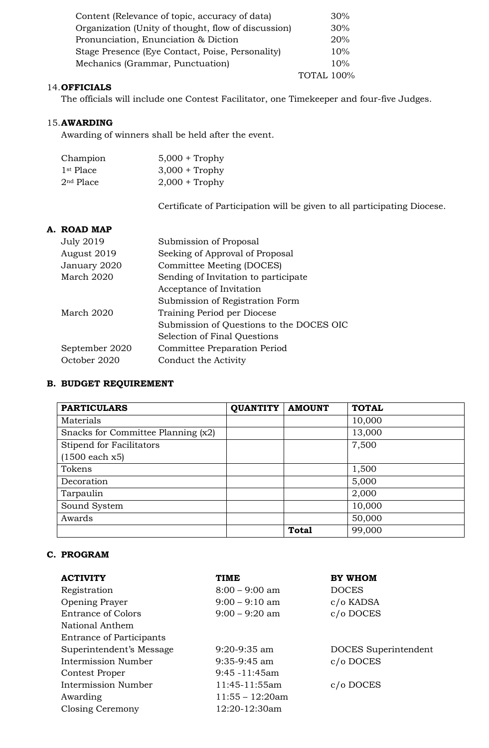| | |
|---|---|
| Content (Relevance of topic, accuracy of data) | 30% |
| Organization (Unity of thought, flow of discussion) | 30% |
| Pronunciation, Enunciation & Diction | 20% |
| Stage Presence (Eye Contact, Poise, Personality) | 10% |
| Mechanics (Grammar, Punctuation) | 10% |
| | TOTAL 100% |

14. **OFFICIALS**

The officials will include one Contest Facilitator, one Timekeeper and four-five Judges.

15. **AWARDING**

Awarding of winners shall be held after the event.

| | |
|---|---|
| Champion | 5,000 + Trophy |
| 1st Place | 3,000 + Trophy |
| 2nd Place | 2,000 + Trophy |

Certificate of Participation will be given to all participating Diocese.

**A. ROAD MAP**

| | |
|---|---|
| July 2019 | Submission of Proposal |
| August 2019 | Seeking of Approval of Proposal |
| January 2020 | Committee Meeting (DOCES) |
| March 2020 | Sending of Invitation to participate<br>Acceptance of Invitation<br>Submission of Registration Form |
| March 2020 | Training Period per Diocese<br>Submission of Questions to the DOCES OIC<br>Selection of Final Questions |
| September 2020 | Committee Preparation Period |
| October 2020 | Conduct the Activity |

**B. BUDGET REQUIREMENT**

| PARTICULARS | QUANTITY | AMOUNT | TOTAL |
|---|---|---|---|
| Materials | | | 10,000 |
| Snacks for Committee Planning (x2) | | | 13,000 |
| Stipend for Facilitators (1500 each x5) | | | 7,500 |
| Tokens | | | 1,500 |
| Decoration | | | 5,000 |
| Tarpaulin | | | 2,000 |
| Sound System | | | 10,000 |
| Awards | | | 50,000 |
| | | **Total** | 99,000 |

**C. PROGRAM**

| **ACTIVITY** | **TIME** | **BY WHOM** |
|---|---|---|
| Registration | 8:00 – 9:00 am | DOCES |
| Opening Prayer | 9:00 – 9:10 am | c/o KADSA |
| Entrance of Colors | 9:00 – 9:20 am | c/o DOCES |
| National Anthem | | |
| Entrance of Participants | | |
| Superintendent's Message | 9:20-9:35 am | DOCES Superintendent |
| Intermission Number | 9:35-9:45 am | c/o DOCES |
| Contest Proper | 9:45 -11:45am | |
| Intermission Number | 11:45-11:55am | c/o DOCES |
| Awarding | 11:55 – 12:20am | |
| Closing Ceremony | 12:20-12:30am | |